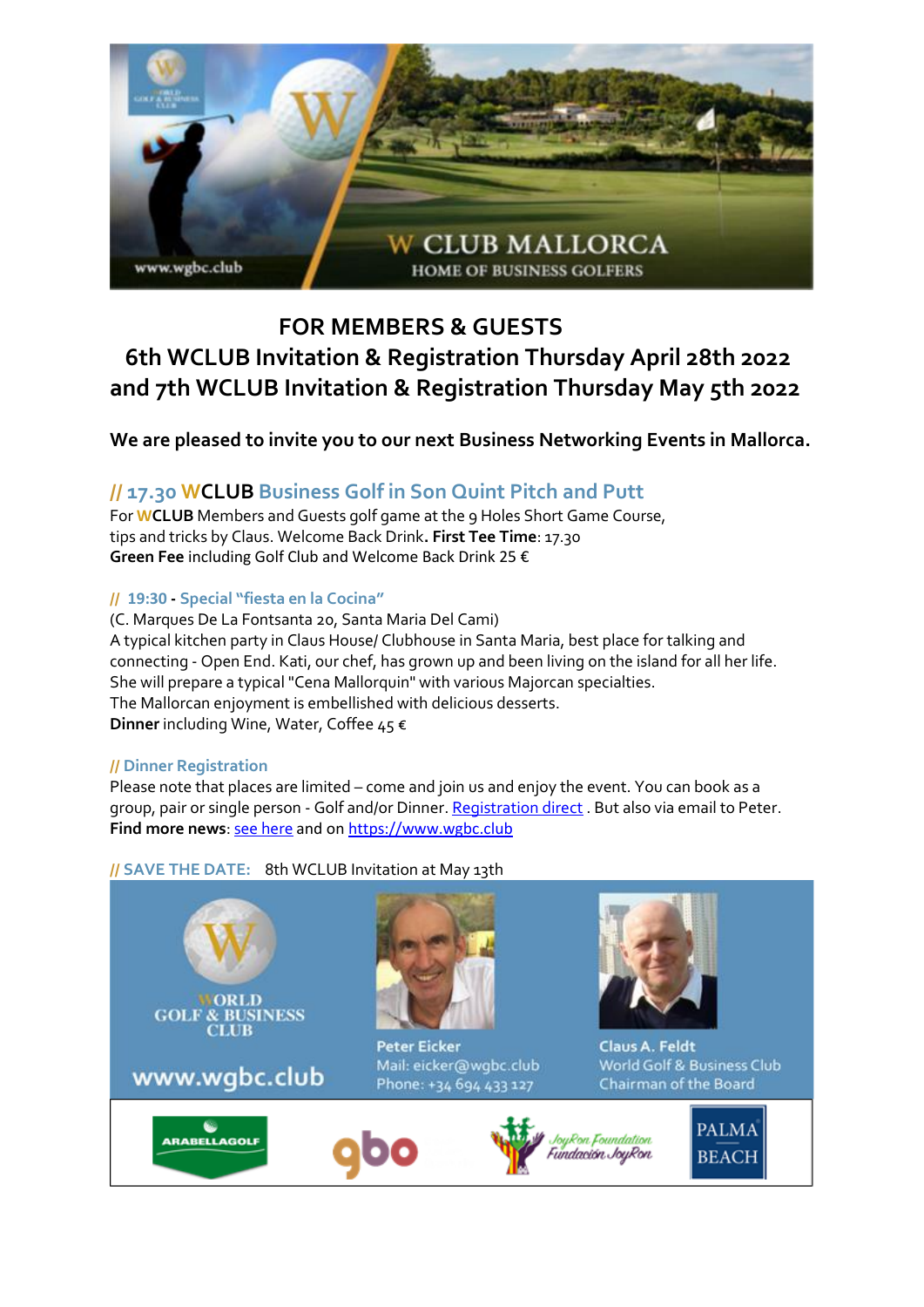# FOR MEMBERS & GUESTS

## 6th WCLUB Invitation & Registration Thursday April 28th 2022 and 7th WCLUB Invitation & Registration Thursday May 5th 2022

**We are pleased to invite you to our next Business Networking Events in Mallorca.**

### // 17.30 WCLUB Business Golf in Son Quint Pitch and Putt

For **WCLUB** Members and Guests golf game at the 9 Holes Short Game Course, tips and tricks by Claus. Welcome Back Drink**. First Tee Time**: 17.30
**Green Fee** including Golf Club and Welcome Back Drink 25 €

#### // 19:30 - Special "fiesta en la Cocina"

(C. Marques De La Fontsanta 20, Santa Maria Del Cami)
A typical kitchen party in Claus House/ Clubhouse in Santa Maria, best place for talking and connecting - Open End. Kati, our chef, has grown up and been living on the island for all her life. She will prepare a typical "Cena Mallorquin" with various Majorcan specialties.
The Mallorcan enjoyment is embellished with delicious desserts.
**Dinner** including Wine, Water, Coffee 45 €

#### // Dinner Registration

Please note that places are limited – come and join us and enjoy the event. You can book as a group, pair or single person - Golf and/or Dinner. Registration direct . But also via email to Peter.
**Find more news**: see here and on https://www.wgbc.club

**// SAVE THE DATE:** 8th WCLUB Invitation at May 13th

WORLD GOLF & BUSINESS CLUB
www.wgbc.club

Peter Eicker
Mail: eicker@wgbc.club
Phone: +34 694 433 127

Claus A. Feldt
World Golf & Business Club
Chairman of the Board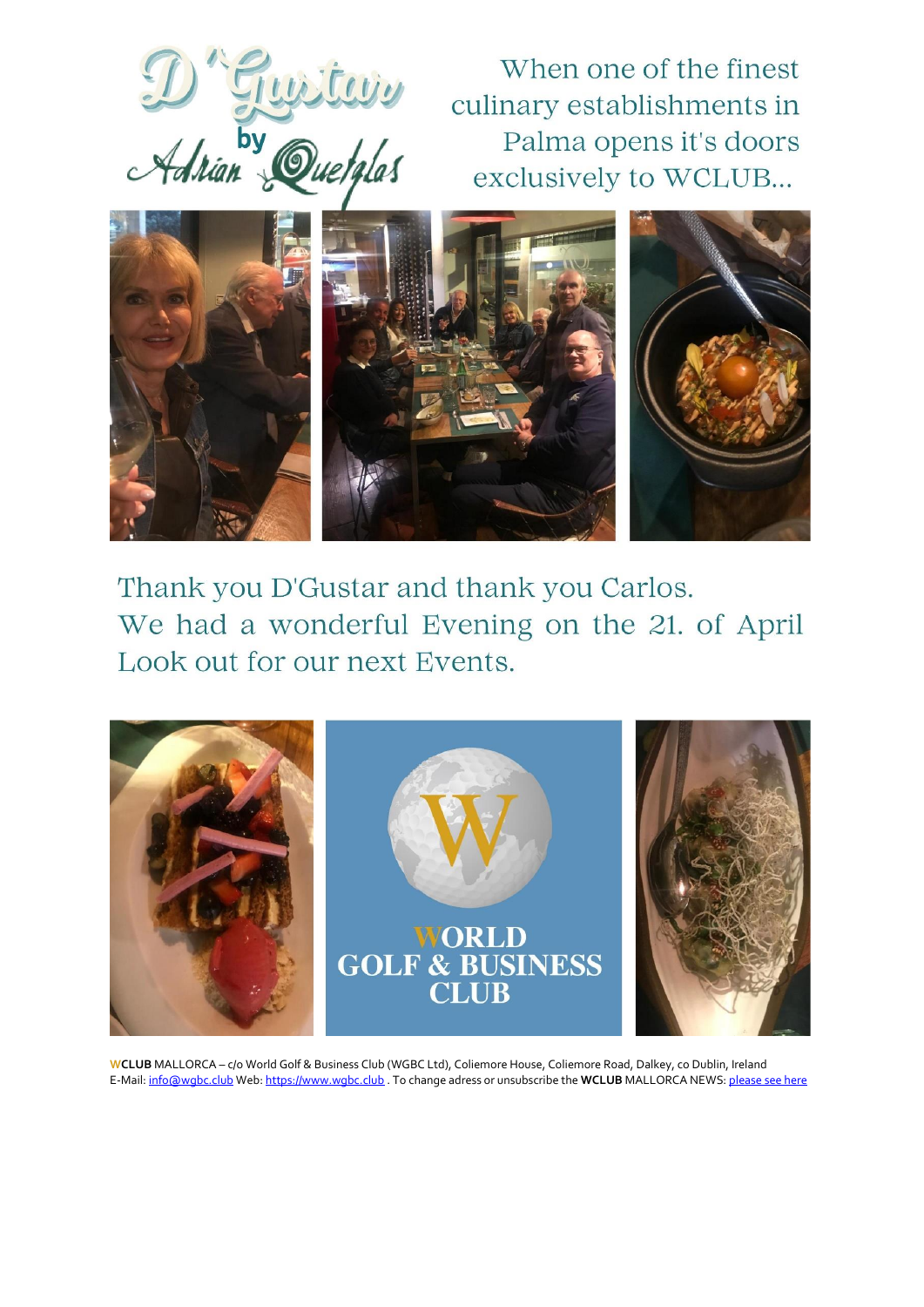D'Gustar by Adrián Quetglas

When one of the finest culinary establishments in Palma opens it's doors exclusively to WCLUB...

Thank you D'Gustar and thank you Carlos.
We had a wonderful Evening on the 21. of April
Look out for our next Events.

WORLD GOLF & BUSINESS CLUB

**WCLUB** MALLORCA – c/o World Golf & Business Club (WGBC Ltd), Coliemore House, Coliemore Road, Dalkey, co Dublin, Ireland
E-Mail: info@wgbc.club Web: https://www.wgbc.club . To change adress or unsubscribe the **WCLUB** MALLORCA NEWS: please see here